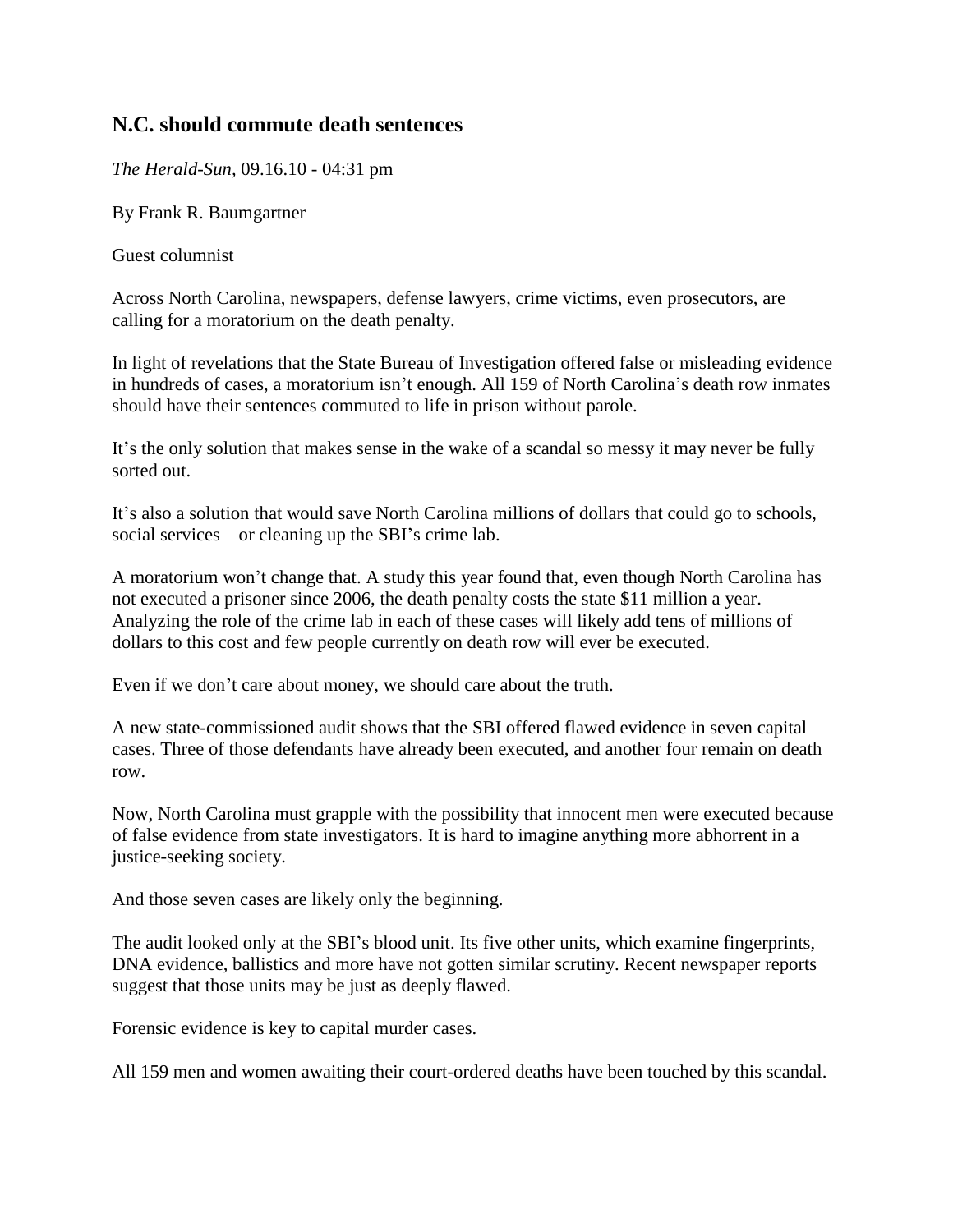## N.C. should commute death sentences

*The Herald-Sun,* 09.16.10 - 04:31 pm

By Frank R. Baumgartner

Guest columnist

Across North Carolina, newspapers, defense lawyers, crime victims, even prosecutors, are calling for a moratorium on the death penalty.

In light of revelations that the State Bureau of Investigation offered false or misleading evidence in hundreds of cases, a moratorium isn't enough. All 159 of North Carolina's death row inmates should have their sentences commuted to life in prison without parole.

It's the only solution that makes sense in the wake of a scandal so messy it may never be fully sorted out.

It's also a solution that would save North Carolina millions of dollars that could go to schools, social services—or cleaning up the SBI's crime lab.

A moratorium won't change that. A study this year found that, even though North Carolina has not executed a prisoner since 2006, the death penalty costs the state $11 million a year. Analyzing the role of the crime lab in each of these cases will likely add tens of millions of dollars to this cost and few people currently on death row will ever be executed.

Even if we don't care about money, we should care about the truth.

A new state-commissioned audit shows that the SBI offered flawed evidence in seven capital cases. Three of those defendants have already been executed, and another four remain on death row.

Now, North Carolina must grapple with the possibility that innocent men were executed because of false evidence from state investigators. It is hard to imagine anything more abhorrent in a justice-seeking society.

And those seven cases are likely only the beginning.

The audit looked only at the SBI's blood unit. Its five other units, which examine fingerprints, DNA evidence, ballistics and more have not gotten similar scrutiny. Recent newspaper reports suggest that those units may be just as deeply flawed.

Forensic evidence is key to capital murder cases.

All 159 men and women awaiting their court-ordered deaths have been touched by this scandal.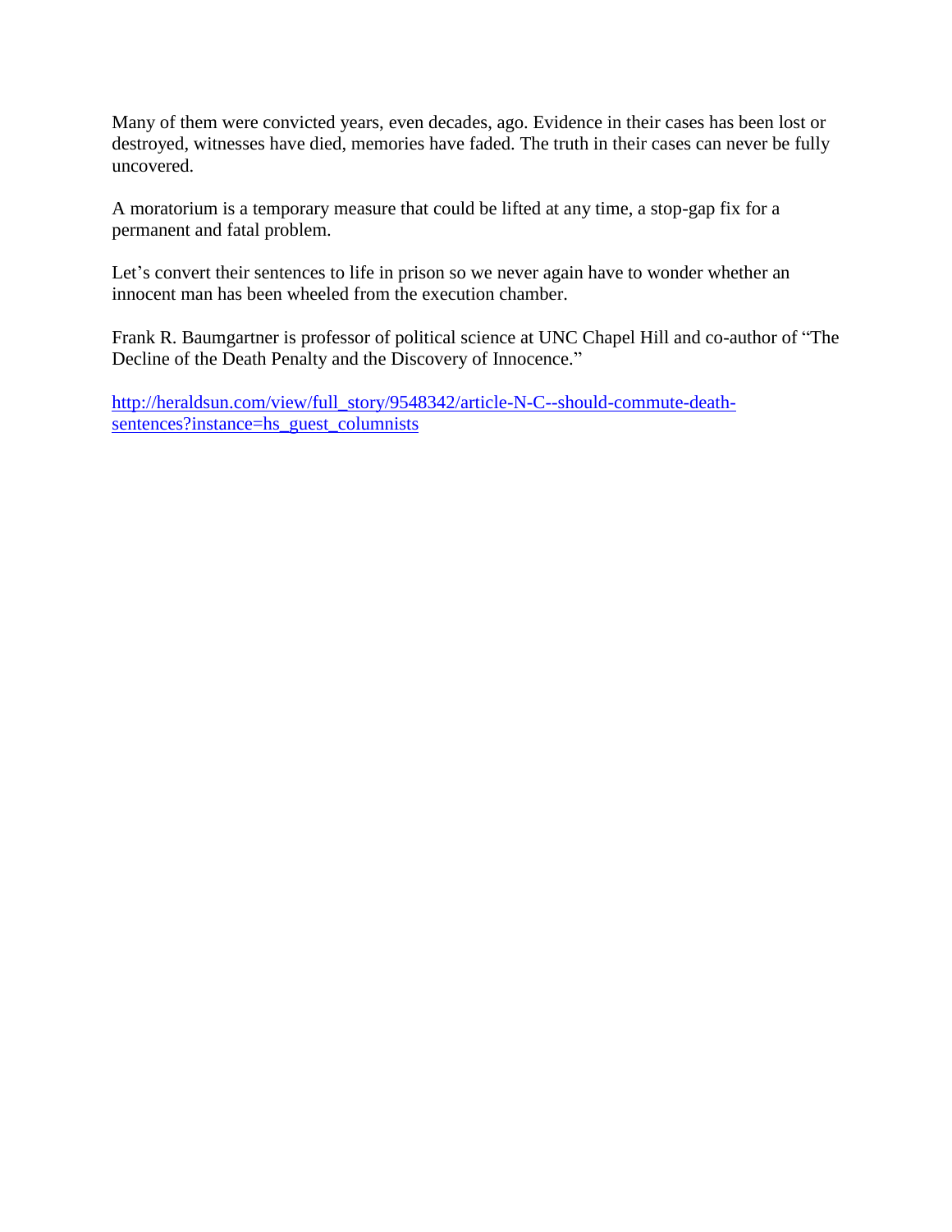Many of them were convicted years, even decades, ago. Evidence in their cases has been lost or destroyed, witnesses have died, memories have faded. The truth in their cases can never be fully uncovered.

A moratorium is a temporary measure that could be lifted at any time, a stop-gap fix for a permanent and fatal problem.

Let's convert their sentences to life in prison so we never again have to wonder whether an innocent man has been wheeled from the execution chamber.

Frank R. Baumgartner is professor of political science at UNC Chapel Hill and co-author of "The Decline of the Death Penalty and the Discovery of Innocence."

http://heraldsun.com/view/full_story/9548342/article-N-C--should-commute-death-sentences?instance=hs_guest_columnists